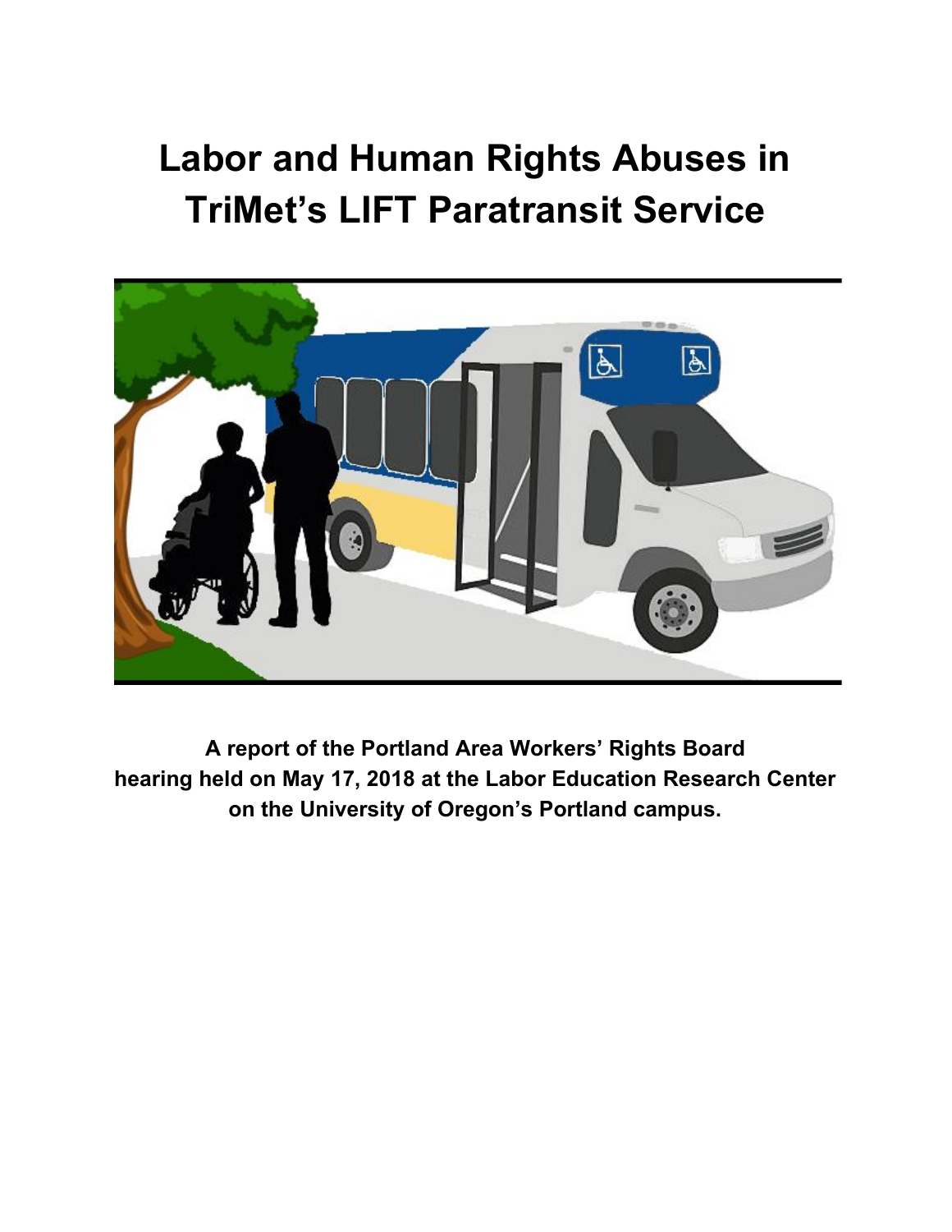# Labor and Human Rights Abuses in TriMet's LIFT Paratransit Service

**A report of the Portland Area Workers' Rights Board hearing held on May 17, 2018 at the Labor Education Research Center on the University of Oregon's Portland campus.**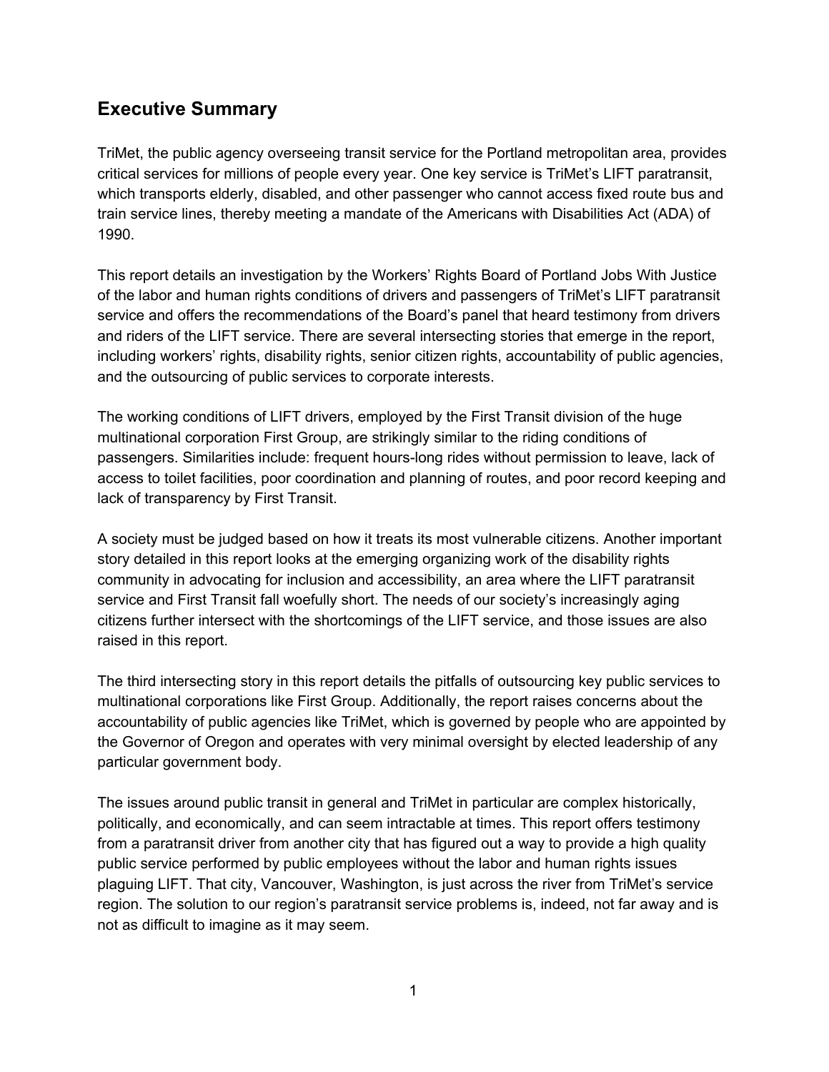## Executive Summary

TriMet, the public agency overseeing transit service for the Portland metropolitan area, provides critical services for millions of people every year. One key service is TriMet's LIFT paratransit, which transports elderly, disabled, and other passenger who cannot access fixed route bus and train service lines, thereby meeting a mandate of the Americans with Disabilities Act (ADA) of 1990.

This report details an investigation by the Workers' Rights Board of Portland Jobs With Justice of the labor and human rights conditions of drivers and passengers of TriMet's LIFT paratransit service and offers the recommendations of the Board's panel that heard testimony from drivers and riders of the LIFT service. There are several intersecting stories that emerge in the report, including workers' rights, disability rights, senior citizen rights, accountability of public agencies, and the outsourcing of public services to corporate interests.

The working conditions of LIFT drivers, employed by the First Transit division of the huge multinational corporation First Group, are strikingly similar to the riding conditions of passengers. Similarities include: frequent hours-long rides without permission to leave, lack of access to toilet facilities, poor coordination and planning of routes, and poor record keeping and lack of transparency by First Transit.

A society must be judged based on how it treats its most vulnerable citizens. Another important story detailed in this report looks at the emerging organizing work of the disability rights community in advocating for inclusion and accessibility, an area where the LIFT paratransit service and First Transit fall woefully short. The needs of our society's increasingly aging citizens further intersect with the shortcomings of the LIFT service, and those issues are also raised in this report.

The third intersecting story in this report details the pitfalls of outsourcing key public services to multinational corporations like First Group. Additionally, the report raises concerns about the accountability of public agencies like TriMet, which is governed by people who are appointed by the Governor of Oregon and operates with very minimal oversight by elected leadership of any particular government body.

The issues around public transit in general and TriMet in particular are complex historically, politically, and economically, and can seem intractable at times. This report offers testimony from a paratransit driver from another city that has figured out a way to provide a high quality public service performed by public employees without the labor and human rights issues plaguing LIFT. That city, Vancouver, Washington, is just across the river from TriMet's service region. The solution to our region's paratransit service problems is, indeed, not far away and is not as difficult to imagine as it may seem.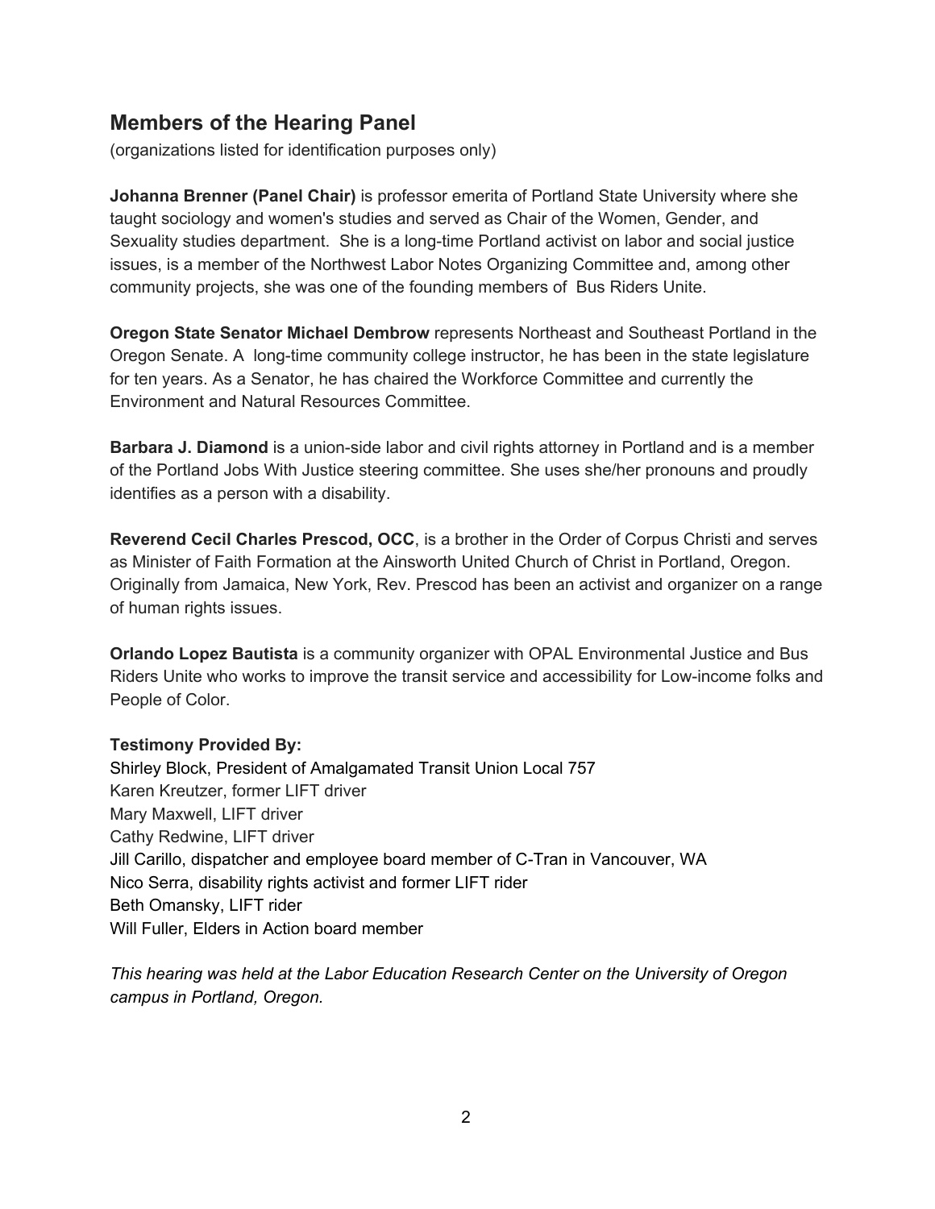## Members of the Hearing Panel

(organizations listed for identification purposes only)

**Johanna Brenner (Panel Chair)** is professor emerita of Portland State University where she taught sociology and women's studies and served as Chair of the Women, Gender, and Sexuality studies department. She is a long-time Portland activist on labor and social justice issues, is a member of the Northwest Labor Notes Organizing Committee and, among other community projects, she was one of the founding members of Bus Riders Unite.

**Oregon State Senator Michael Dembrow** represents Northeast and Southeast Portland in the Oregon Senate. A long-time community college instructor, he has been in the state legislature for ten years. As a Senator, he has chaired the Workforce Committee and currently the Environment and Natural Resources Committee.

**Barbara J. Diamond** is a union-side labor and civil rights attorney in Portland and is a member of the Portland Jobs With Justice steering committee. She uses she/her pronouns and proudly identifies as a person with a disability.

**Reverend Cecil Charles Prescod, OCC**, is a brother in the Order of Corpus Christi and serves as Minister of Faith Formation at the Ainsworth United Church of Christ in Portland, Oregon. Originally from Jamaica, New York, Rev. Prescod has been an activist and organizer on a range of human rights issues.

**Orlando Lopez Bautista** is a community organizer with OPAL Environmental Justice and Bus Riders Unite who works to improve the transit service and accessibility for Low-income folks and People of Color.

**Testimony Provided By:**

Shirley Block, President of Amalgamated Transit Union Local 757
Karen Kreutzer, former LIFT driver
Mary Maxwell, LIFT driver
Cathy Redwine, LIFT driver
Jill Carillo, dispatcher and employee board member of C-Tran in Vancouver, WA
Nico Serra, disability rights activist and former LIFT rider
Beth Omansky, LIFT rider
Will Fuller, Elders in Action board member

*This hearing was held at the Labor Education Research Center on the University of Oregon campus in Portland, Oregon.*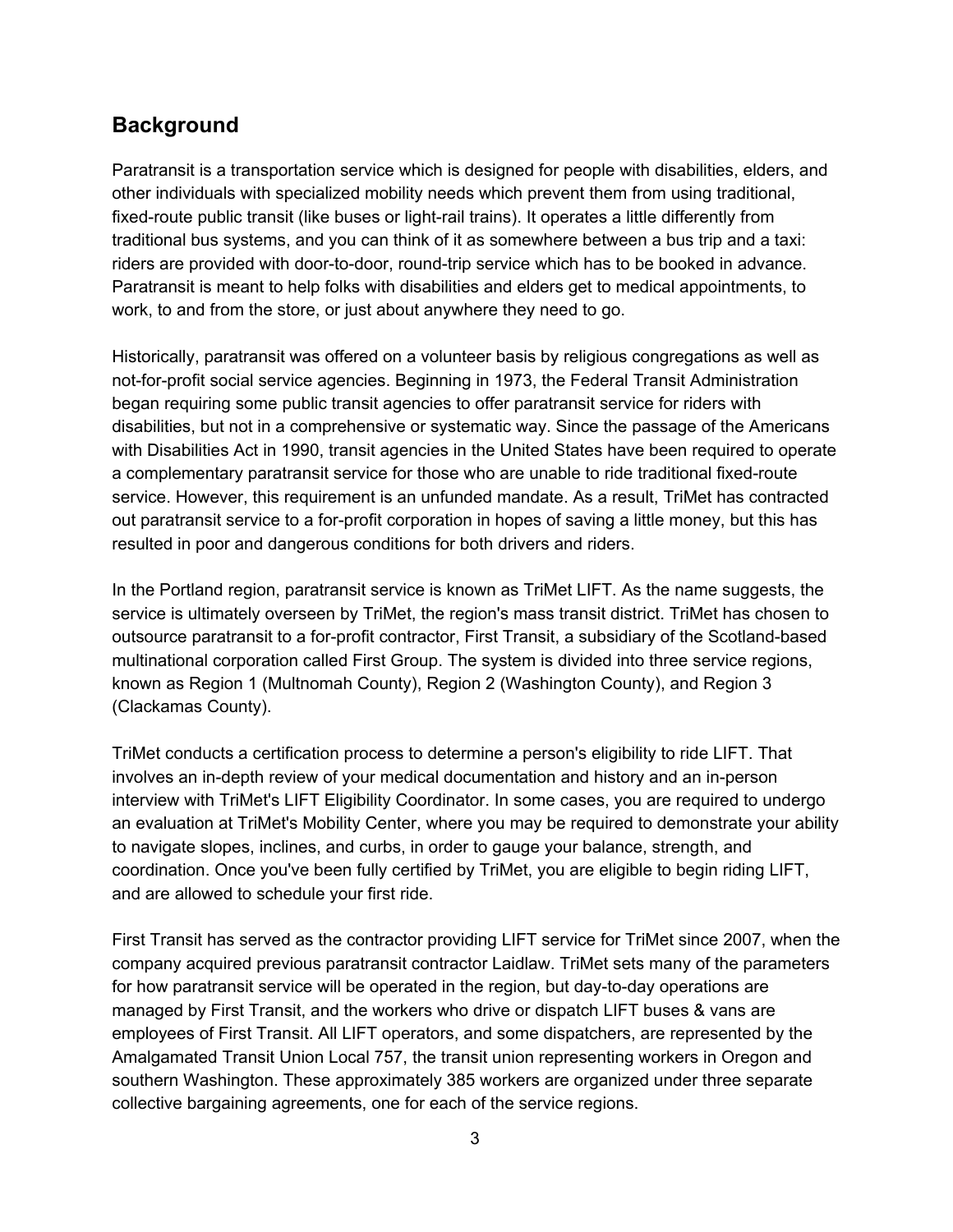## Background

Paratransit is a transportation service which is designed for people with disabilities, elders, and other individuals with specialized mobility needs which prevent them from using traditional, fixed-route public transit (like buses or light-rail trains). It operates a little differently from traditional bus systems, and you can think of it as somewhere between a bus trip and a taxi: riders are provided with door-to-door, round-trip service which has to be booked in advance. Paratransit is meant to help folks with disabilities and elders get to medical appointments, to work, to and from the store, or just about anywhere they need to go.

Historically, paratransit was offered on a volunteer basis by religious congregations as well as not-for-profit social service agencies. Beginning in 1973, the Federal Transit Administration began requiring some public transit agencies to offer paratransit service for riders with disabilities, but not in a comprehensive or systematic way. Since the passage of the Americans with Disabilities Act in 1990, transit agencies in the United States have been required to operate a complementary paratransit service for those who are unable to ride traditional fixed-route service. However, this requirement is an unfunded mandate. As a result, TriMet has contracted out paratransit service to a for-profit corporation in hopes of saving a little money, but this has resulted in poor and dangerous conditions for both drivers and riders.

In the Portland region, paratransit service is known as TriMet LIFT. As the name suggests, the service is ultimately overseen by TriMet, the region's mass transit district. TriMet has chosen to outsource paratransit to a for-profit contractor, First Transit, a subsidiary of the Scotland-based multinational corporation called First Group. The system is divided into three service regions, known as Region 1 (Multnomah County), Region 2 (Washington County), and Region 3 (Clackamas County).

TriMet conducts a certification process to determine a person's eligibility to ride LIFT. That involves an in-depth review of your medical documentation and history and an in-person interview with TriMet's LIFT Eligibility Coordinator. In some cases, you are required to undergo an evaluation at TriMet's Mobility Center, where you may be required to demonstrate your ability to navigate slopes, inclines, and curbs, in order to gauge your balance, strength, and coordination. Once you've been fully certified by TriMet, you are eligible to begin riding LIFT, and are allowed to schedule your first ride.

First Transit has served as the contractor providing LIFT service for TriMet since 2007, when the company acquired previous paratransit contractor Laidlaw. TriMet sets many of the parameters for how paratransit service will be operated in the region, but day-to-day operations are managed by First Transit, and the workers who drive or dispatch LIFT buses & vans are employees of First Transit. All LIFT operators, and some dispatchers, are represented by the Amalgamated Transit Union Local 757, the transit union representing workers in Oregon and southern Washington. These approximately 385 workers are organized under three separate collective bargaining agreements, one for each of the service regions.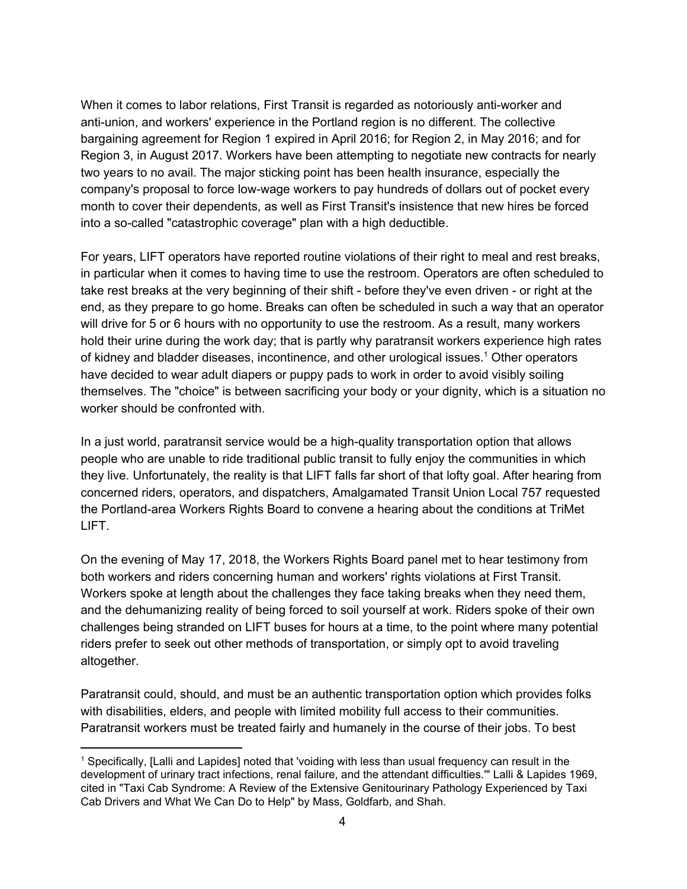When it comes to labor relations, First Transit is regarded as notoriously anti-worker and anti-union, and workers' experience in the Portland region is no different. The collective bargaining agreement for Region 1 expired in April 2016; for Region 2, in May 2016; and for Region 3, in August 2017. Workers have been attempting to negotiate new contracts for nearly two years to no avail. The major sticking point has been health insurance, especially the company's proposal to force low-wage workers to pay hundreds of dollars out of pocket every month to cover their dependents, as well as First Transit's insistence that new hires be forced into a so-called "catastrophic coverage" plan with a high deductible.

For years, LIFT operators have reported routine violations of their right to meal and rest breaks, in particular when it comes to having time to use the restroom. Operators are often scheduled to take rest breaks at the very beginning of their shift - before they've even driven - or right at the end, as they prepare to go home. Breaks can often be scheduled in such a way that an operator will drive for 5 or 6 hours with no opportunity to use the restroom. As a result, many workers hold their urine during the work day; that is partly why paratransit workers experience high rates of kidney and bladder diseases, incontinence, and other urological issues.[1] Other operators have decided to wear adult diapers or puppy pads to work in order to avoid visibly soiling themselves. The "choice" is between sacrificing your body or your dignity, which is a situation no worker should be confronted with.

In a just world, paratransit service would be a high-quality transportation option that allows people who are unable to ride traditional public transit to fully enjoy the communities in which they live. Unfortunately, the reality is that LIFT falls far short of that lofty goal. After hearing from concerned riders, operators, and dispatchers, Amalgamated Transit Union Local 757 requested the Portland-area Workers Rights Board to convene a hearing about the conditions at TriMet LIFT.

On the evening of May 17, 2018, the Workers Rights Board panel met to hear testimony from both workers and riders concerning human and workers' rights violations at First Transit. Workers spoke at length about the challenges they face taking breaks when they need them, and the dehumanizing reality of being forced to soil yourself at work. Riders spoke of their own challenges being stranded on LIFT buses for hours at a time, to the point where many potential riders prefer to seek out other methods of transportation, or simply opt to avoid traveling altogether.

Paratransit could, should, and must be an authentic transportation option which provides folks with disabilities, elders, and people with limited mobility full access to their communities. Paratransit workers must be treated fairly and humanely in the course of their jobs. To best

[1] Specifically, [Lalli and Lapides] noted that 'voiding with less than usual frequency can result in the development of urinary tract infections, renal failure, and the attendant difficulties.'" Lalli & Lapides 1969, cited in "Taxi Cab Syndrome: A Review of the Extensive Genitourinary Pathology Experienced by Taxi Cab Drivers and What We Can Do to Help" by Mass, Goldfarb, and Shah.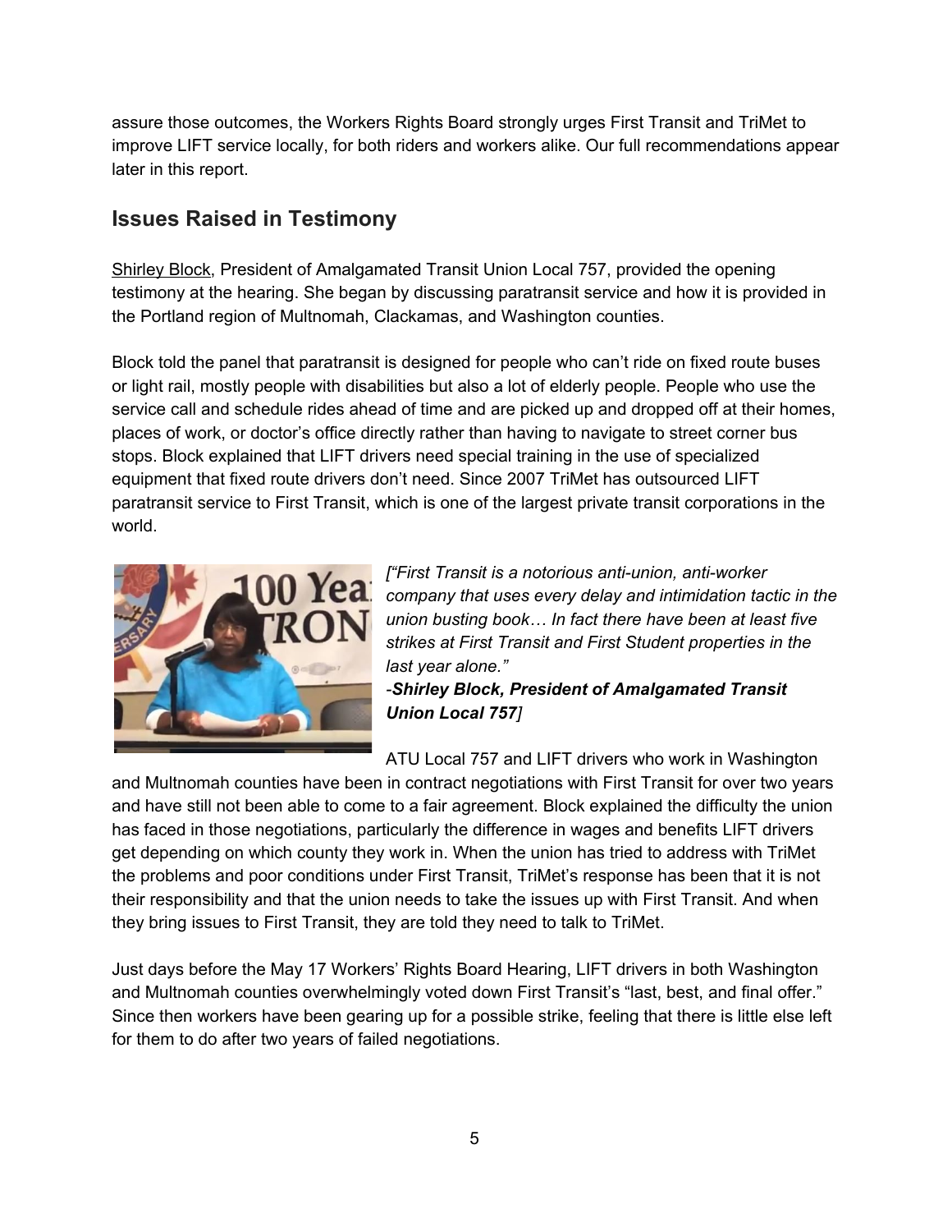assure those outcomes, the Workers Rights Board strongly urges First Transit and TriMet to improve LIFT service locally, for both riders and workers alike. Our full recommendations appear later in this report.

## Issues Raised in Testimony

Shirley Block, President of Amalgamated Transit Union Local 757, provided the opening testimony at the hearing. She began by discussing paratransit service and how it is provided in the Portland region of Multnomah, Clackamas, and Washington counties.

Block told the panel that paratransit is designed for people who can't ride on fixed route buses or light rail, mostly people with disabilities but also a lot of elderly people. People who use the service call and schedule rides ahead of time and are picked up and dropped off at their homes, places of work, or doctor's office directly rather than having to navigate to street corner bus stops. Block explained that LIFT drivers need special training in the use of specialized equipment that fixed route drivers don't need. Since 2007 TriMet has outsourced LIFT paratransit service to First Transit, which is one of the largest private transit corporations in the world.

*["First Transit is a notorious anti-union, anti-worker company that uses every delay and intimidation tactic in the union busting book… In fact there have been at least five strikes at First Transit and First Student properties in the last year alone."*
*-**Shirley Block, President of Amalgamated Transit Union Local 757**]*

ATU Local 757 and LIFT drivers who work in Washington and Multnomah counties have been in contract negotiations with First Transit for over two years and have still not been able to come to a fair agreement. Block explained the difficulty the union has faced in those negotiations, particularly the difference in wages and benefits LIFT drivers get depending on which county they work in. When the union has tried to address with TriMet the problems and poor conditions under First Transit, TriMet's response has been that it is not their responsibility and that the union needs to take the issues up with First Transit. And when they bring issues to First Transit, they are told they need to talk to TriMet.

Just days before the May 17 Workers' Rights Board Hearing, LIFT drivers in both Washington and Multnomah counties overwhelmingly voted down First Transit's "last, best, and final offer." Since then workers have been gearing up for a possible strike, feeling that there is little else left for them to do after two years of failed negotiations.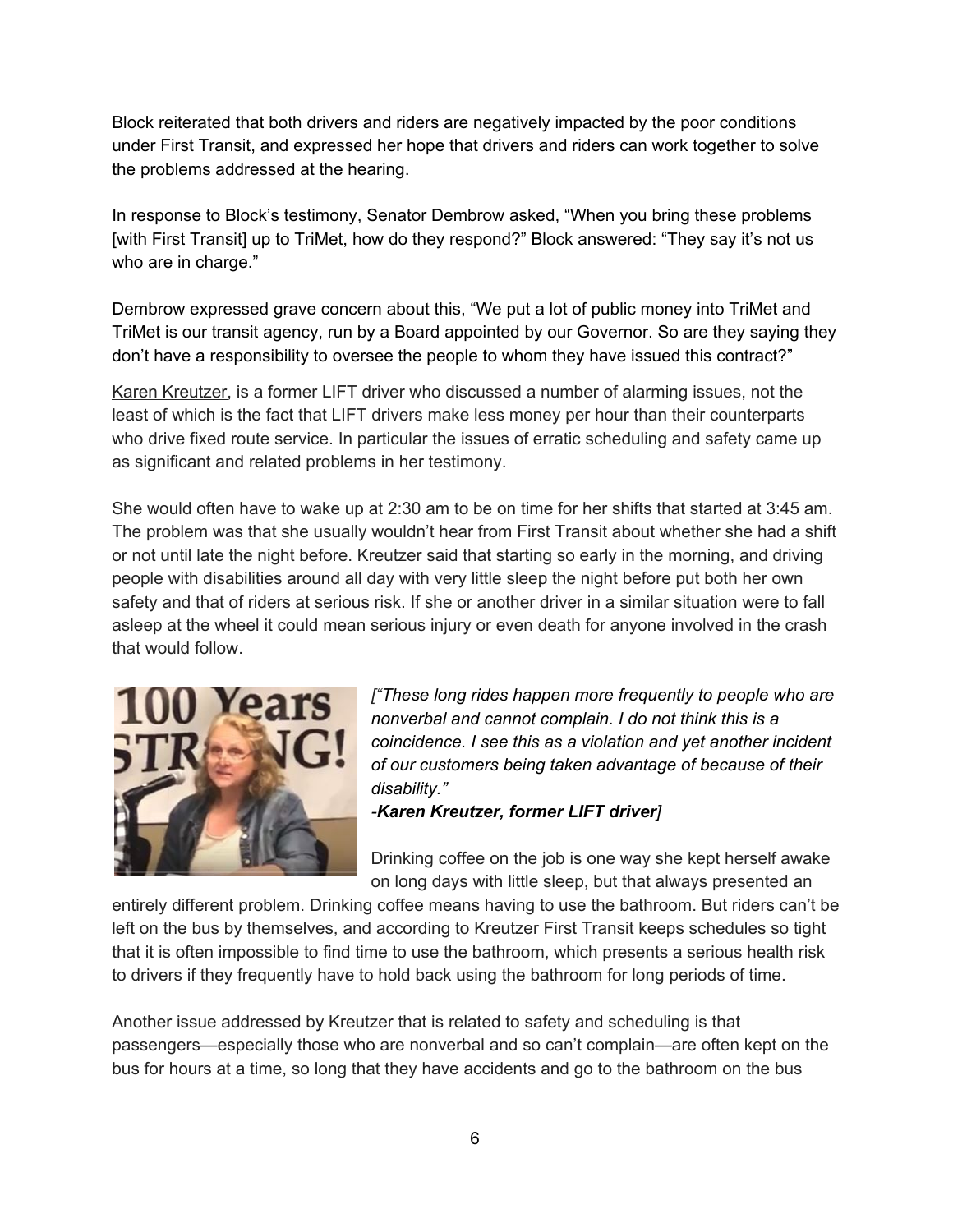Block reiterated that both drivers and riders are negatively impacted by the poor conditions under First Transit, and expressed her hope that drivers and riders can work together to solve the problems addressed at the hearing.

In response to Block's testimony, Senator Dembrow asked, "When you bring these problems [with First Transit] up to TriMet, how do they respond?" Block answered: "They say it's not us who are in charge."

Dembrow expressed grave concern about this, "We put a lot of public money into TriMet and TriMet is our transit agency, run by a Board appointed by our Governor. So are they saying they don't have a responsibility to oversee the people to whom they have issued this contract?"

Karen Kreutzer, is a former LIFT driver who discussed a number of alarming issues, not the least of which is the fact that LIFT drivers make less money per hour than their counterparts who drive fixed route service. In particular the issues of erratic scheduling and safety came up as significant and related problems in her testimony.

She would often have to wake up at 2:30 am to be on time for her shifts that started at 3:45 am. The problem was that she usually wouldn't hear from First Transit about whether she had a shift or not until late the night before. Kreutzer said that starting so early in the morning, and driving people with disabilities around all day with very little sleep the night before put both her own safety and that of riders at serious risk. If she or another driver in a similar situation were to fall asleep at the wheel it could mean serious injury or even death for anyone involved in the crash that would follow.

*["These long rides happen more frequently to people who are nonverbal and cannot complain. I do not think this is a coincidence. I see this as a violation and yet another incident of our customers being taken advantage of because of their disability."*
*-**Karen Kreutzer, former LIFT driver**]*

Drinking coffee on the job is one way she kept herself awake on long days with little sleep, but that always presented an entirely different problem. Drinking coffee means having to use the bathroom. But riders can't be left on the bus by themselves, and according to Kreutzer First Transit keeps schedules so tight that it is often impossible to find time to use the bathroom, which presents a serious health risk to drivers if they frequently have to hold back using the bathroom for long periods of time.

Another issue addressed by Kreutzer that is related to safety and scheduling is that passengers—especially those who are nonverbal and so can't complain—are often kept on the bus for hours at a time, so long that they have accidents and go to the bathroom on the bus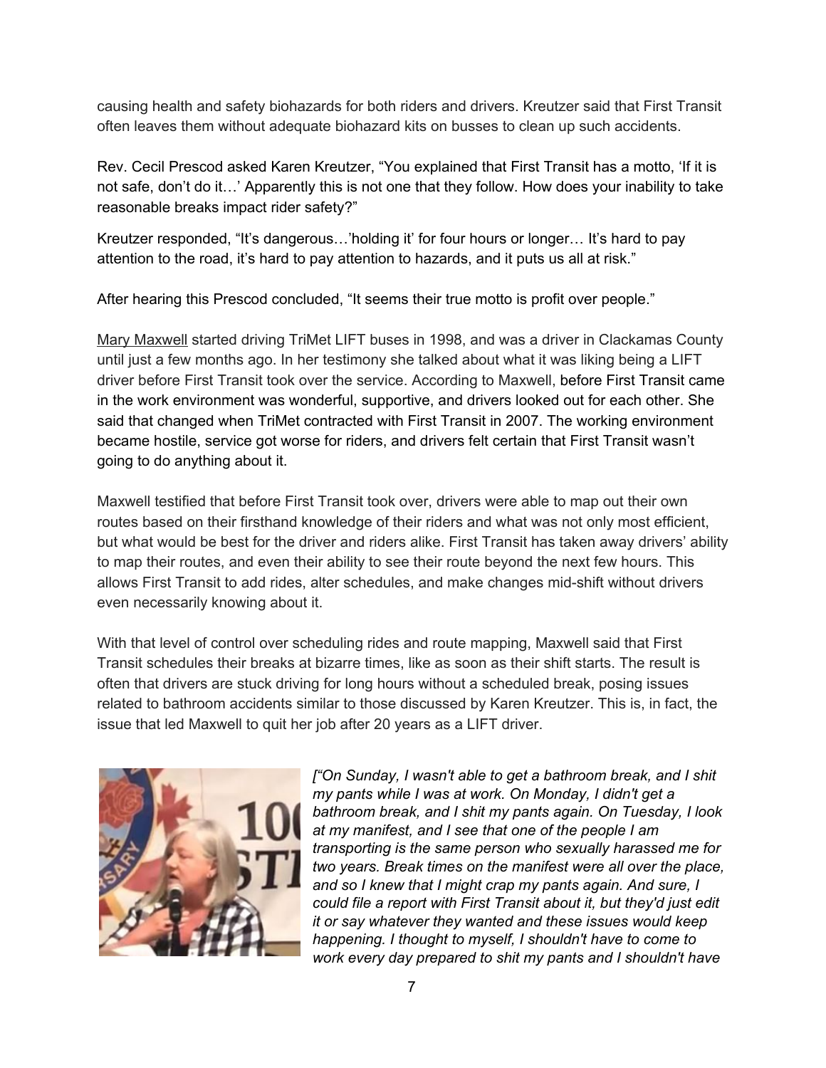causing health and safety biohazards for both riders and drivers. Kreutzer said that First Transit often leaves them without adequate biohazard kits on busses to clean up such accidents.

Rev. Cecil Prescod asked Karen Kreutzer, "You explained that First Transit has a motto, 'If it is not safe, don't do it…' Apparently this is not one that they follow. How does your inability to take reasonable breaks impact rider safety?"

Kreutzer responded, "It's dangerous…'holding it' for four hours or longer… It's hard to pay attention to the road, it's hard to pay attention to hazards, and it puts us all at risk."

After hearing this Prescod concluded, "It seems their true motto is profit over people."

Mary Maxwell started driving TriMet LIFT buses in 1998, and was a driver in Clackamas County until just a few months ago. In her testimony she talked about what it was liking being a LIFT driver before First Transit took over the service. According to Maxwell, before First Transit came in the work environment was wonderful, supportive, and drivers looked out for each other. She said that changed when TriMet contracted with First Transit in 2007. The working environment became hostile, service got worse for riders, and drivers felt certain that First Transit wasn't going to do anything about it.

Maxwell testified that before First Transit took over, drivers were able to map out their own routes based on their firsthand knowledge of their riders and what was not only most efficient, but what would be best for the driver and riders alike. First Transit has taken away drivers' ability to map their routes, and even their ability to see their route beyond the next few hours. This allows First Transit to add rides, alter schedules, and make changes mid-shift without drivers even necessarily knowing about it.

With that level of control over scheduling rides and route mapping, Maxwell said that First Transit schedules their breaks at bizarre times, like as soon as their shift starts. The result is often that drivers are stuck driving for long hours without a scheduled break, posing issues related to bathroom accidents similar to those discussed by Karen Kreutzer. This is, in fact, the issue that led Maxwell to quit her job after 20 years as a LIFT driver.

*["On Sunday, I wasn't able to get a bathroom break, and I shit my pants while I was at work. On Monday, I didn't get a bathroom break, and I shit my pants again. On Tuesday, I look at my manifest, and I see that one of the people I am transporting is the same person who sexually harassed me for two years. Break times on the manifest were all over the place, and so I knew that I might crap my pants again. And sure, I could file a report with First Transit about it, but they'd just edit it or say whatever they wanted and these issues would keep happening. I thought to myself, I shouldn't have to come to work every day prepared to shit my pants and I shouldn't have*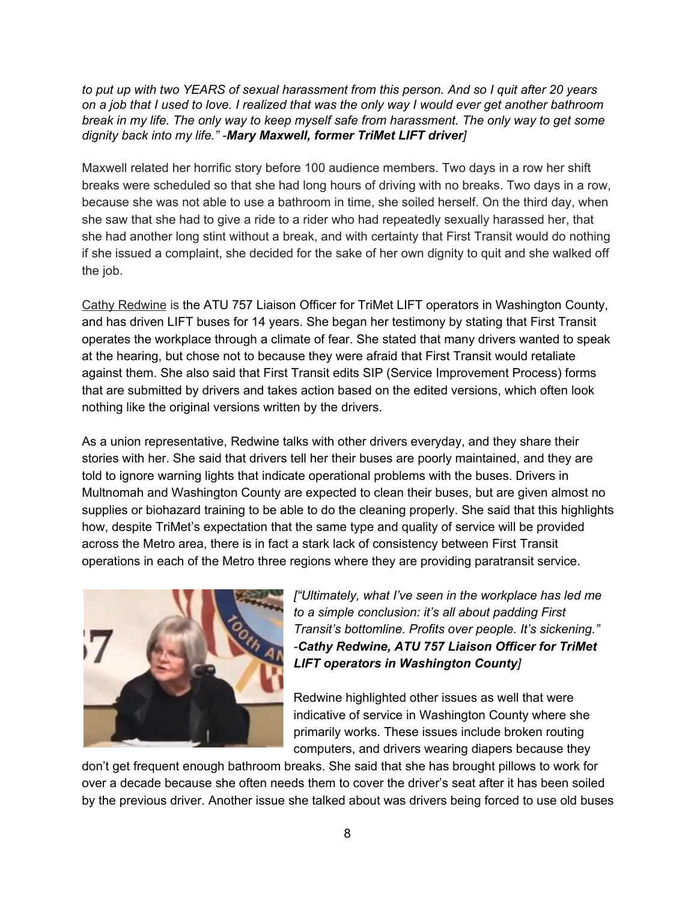*to put up with two YEARS of sexual harassment from this person. And so I quit after 20 years on a job that I used to love. I realized that was the only way I would ever get another bathroom break in my life. The only way to keep myself safe from harassment. The only way to get some dignity back into my life." -**Mary Maxwell, former TriMet LIFT driver**]*

Maxwell related her horrific story before 100 audience members. Two days in a row her shift breaks were scheduled so that she had long hours of driving with no breaks. Two days in a row, because she was not able to use a bathroom in time, she soiled herself. On the third day, when she saw that she had to give a ride to a rider who had repeatedly sexually harassed her, that she had another long stint without a break, and with certainty that First Transit would do nothing if she issued a complaint, she decided for the sake of her own dignity to quit and she walked off the job.

Cathy Redwine is the ATU 757 Liaison Officer for TriMet LIFT operators in Washington County, and has driven LIFT buses for 14 years. She began her testimony by stating that First Transit operates the workplace through a climate of fear. She stated that many drivers wanted to speak at the hearing, but chose not to because they were afraid that First Transit would retaliate against them. She also said that First Transit edits SIP (Service Improvement Process) forms that are submitted by drivers and takes action based on the edited versions, which often look nothing like the original versions written by the drivers.

As a union representative, Redwine talks with other drivers everyday, and they share their stories with her. She said that drivers tell her their buses are poorly maintained, and they are told to ignore warning lights that indicate operational problems with the buses. Drivers in Multnomah and Washington County are expected to clean their buses, but are given almost no supplies or biohazard training to be able to do the cleaning properly. She said that this highlights how, despite TriMet's expectation that the same type and quality of service will be provided across the Metro area, there is in fact a stark lack of consistency between First Transit operations in each of the Metro three regions where they are providing paratransit service.

*["Ultimately, what I've seen in the workplace has led me to a simple conclusion: it's all about padding First Transit's bottomline. Profits over people. It's sickening." -**Cathy Redwine, ATU 757 Liaison Officer for TriMet LIFT operators in Washington County**]*

Redwine highlighted other issues as well that were indicative of service in Washington County where she primarily works. These issues include broken routing computers, and drivers wearing diapers because they don't get frequent enough bathroom breaks. She said that she has brought pillows to work for over a decade because she often needs them to cover the driver's seat after it has been soiled by the previous driver. Another issue she talked about was drivers being forced to use old buses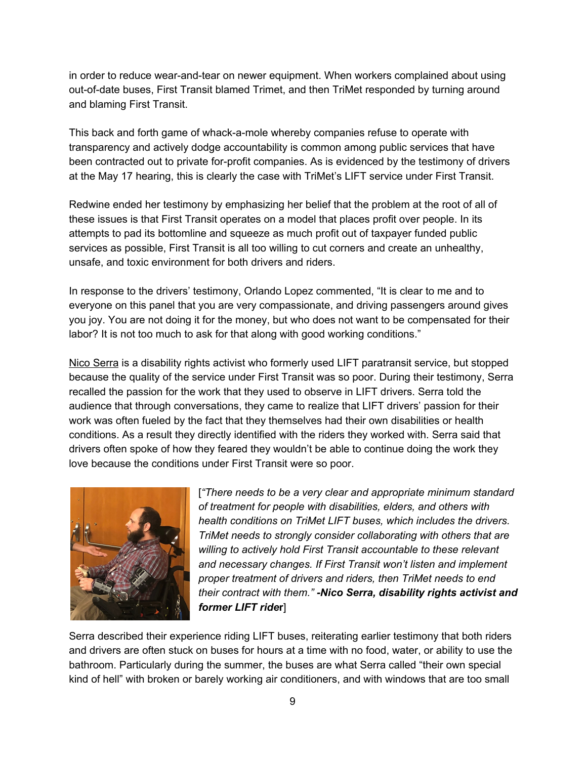in order to reduce wear-and-tear on newer equipment. When workers complained about using out-of-date buses, First Transit blamed Trimet, and then TriMet responded by turning around and blaming First Transit.

This back and forth game of whack-a-mole whereby companies refuse to operate with transparency and actively dodge accountability is common among public services that have been contracted out to private for-profit companies. As is evidenced by the testimony of drivers at the May 17 hearing, this is clearly the case with TriMet's LIFT service under First Transit.

Redwine ended her testimony by emphasizing her belief that the problem at the root of all of these issues is that First Transit operates on a model that places profit over people. In its attempts to pad its bottomline and squeeze as much profit out of taxpayer funded public services as possible, First Transit is all too willing to cut corners and create an unhealthy, unsafe, and toxic environment for both drivers and riders.

In response to the drivers' testimony, Orlando Lopez commented, "It is clear to me and to everyone on this panel that you are very compassionate, and driving passengers around gives you joy. You are not doing it for the money, but who does not want to be compensated for their labor? It is not too much to ask for that along with good working conditions."

Nico Serra is a disability rights activist who formerly used LIFT paratransit service, but stopped because the quality of the service under First Transit was so poor. During their testimony, Serra recalled the passion for the work that they used to observe in LIFT drivers. Serra told the audience that through conversations, they came to realize that LIFT drivers' passion for their work was often fueled by the fact that they themselves had their own disabilities or health conditions. As a result they directly identified with the riders they worked with. Serra said that drivers often spoke of how they feared they wouldn't be able to continue doing the work they love because the conditions under First Transit were so poor.

[*"There needs to be a very clear and appropriate minimum standard of treatment for people with disabilities, elders, and others with health conditions on TriMet LIFT buses, which includes the drivers. TriMet needs to strongly consider collaborating with others that are willing to actively hold First Transit accountable to these relevant and necessary changes. If First Transit won't listen and implement proper treatment of drivers and riders, then TriMet needs to end their contract with them."* ***-Nico Serra, disability rights activist and former LIFT rider***]

Serra described their experience riding LIFT buses, reiterating earlier testimony that both riders and drivers are often stuck on buses for hours at a time with no food, water, or ability to use the bathroom. Particularly during the summer, the buses are what Serra called "their own special kind of hell" with broken or barely working air conditioners, and with windows that are too small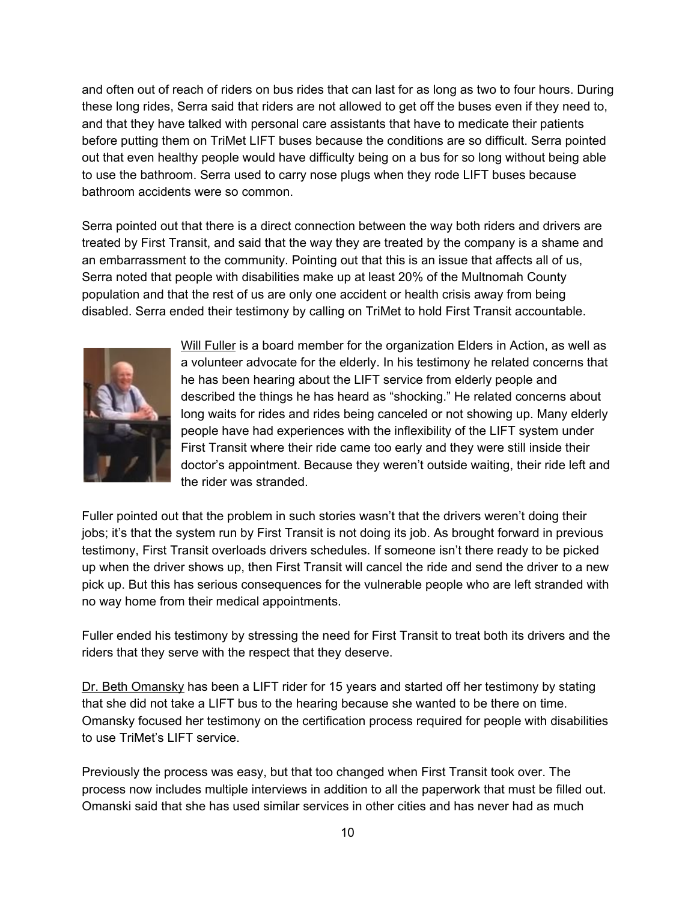and often out of reach of riders on bus rides that can last for as long as two to four hours. During these long rides, Serra said that riders are not allowed to get off the buses even if they need to, and that they have talked with personal care assistants that have to medicate their patients before putting them on TriMet LIFT buses because the conditions are so difficult. Serra pointed out that even healthy people would have difficulty being on a bus for so long without being able to use the bathroom. Serra used to carry nose plugs when they rode LIFT buses because bathroom accidents were so common.

Serra pointed out that there is a direct connection between the way both riders and drivers are treated by First Transit, and said that the way they are treated by the company is a shame and an embarrassment to the community. Pointing out that this is an issue that affects all of us, Serra noted that people with disabilities make up at least 20% of the Multnomah County population and that the rest of us are only one accident or health crisis away from being disabled. Serra ended their testimony by calling on TriMet to hold First Transit accountable.

Will Fuller is a board member for the organization Elders in Action, as well as a volunteer advocate for the elderly. In his testimony he related concerns that he has been hearing about the LIFT service from elderly people and described the things he has heard as "shocking." He related concerns about long waits for rides and rides being canceled or not showing up. Many elderly people have had experiences with the inflexibility of the LIFT system under First Transit where their ride came too early and they were still inside their doctor's appointment. Because they weren't outside waiting, their ride left and the rider was stranded.

Fuller pointed out that the problem in such stories wasn't that the drivers weren't doing their jobs; it's that the system run by First Transit is not doing its job. As brought forward in previous testimony, First Transit overloads drivers schedules. If someone isn't there ready to be picked up when the driver shows up, then First Transit will cancel the ride and send the driver to a new pick up. But this has serious consequences for the vulnerable people who are left stranded with no way home from their medical appointments.

Fuller ended his testimony by stressing the need for First Transit to treat both its drivers and the riders that they serve with the respect that they deserve.

Dr. Beth Omansky has been a LIFT rider for 15 years and started off her testimony by stating that she did not take a LIFT bus to the hearing because she wanted to be there on time. Omansky focused her testimony on the certification process required for people with disabilities to use TriMet's LIFT service.

Previously the process was easy, but that too changed when First Transit took over. The process now includes multiple interviews in addition to all the paperwork that must be filled out. Omanski said that she has used similar services in other cities and has never had as much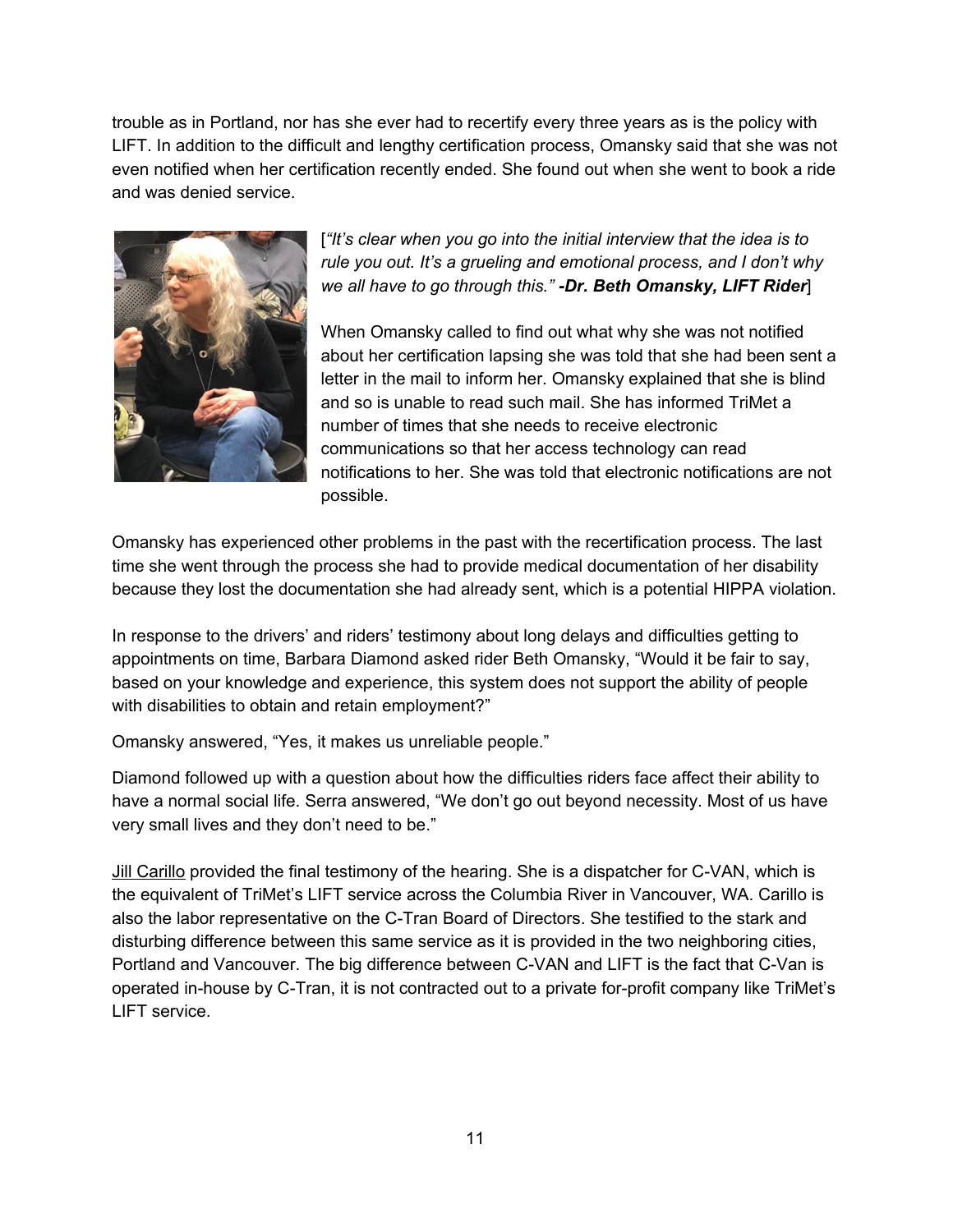trouble as in Portland, nor has she ever had to recertify every three years as is the policy with LIFT. In addition to the difficult and lengthy certification process, Omansky said that she was not even notified when her certification recently ended. She found out when she went to book a ride and was denied service.

[*"It's clear when you go into the initial interview that the idea is to rule you out. It's a grueling and emotional process, and I don't why we all have to go through this."* ***-Dr. Beth Omansky, LIFT Rider***]

When Omansky called to find out what why she was not notified about her certification lapsing she was told that she had been sent a letter in the mail to inform her. Omansky explained that she is blind and so is unable to read such mail. She has informed TriMet a number of times that she needs to receive electronic communications so that her access technology can read notifications to her. She was told that electronic notifications are not possible.

Omansky has experienced other problems in the past with the recertification process. The last time she went through the process she had to provide medical documentation of her disability because they lost the documentation she had already sent, which is a potential HIPPA violation.

In response to the drivers' and riders' testimony about long delays and difficulties getting to appointments on time, Barbara Diamond asked rider Beth Omansky, "Would it be fair to say, based on your knowledge and experience, this system does not support the ability of people with disabilities to obtain and retain employment?"

Omansky answered, "Yes, it makes us unreliable people."

Diamond followed up with a question about how the difficulties riders face affect their ability to have a normal social life. Serra answered, "We don't go out beyond necessity. Most of us have very small lives and they don't need to be."

Jill Carillo provided the final testimony of the hearing. She is a dispatcher for C-VAN, which is the equivalent of TriMet's LIFT service across the Columbia River in Vancouver, WA. Carillo is also the labor representative on the C-Tran Board of Directors. She testified to the stark and disturbing difference between this same service as it is provided in the two neighboring cities, Portland and Vancouver. The big difference between C-VAN and LIFT is the fact that C-Van is operated in-house by C-Tran, it is not contracted out to a private for-profit company like TriMet's LIFT service.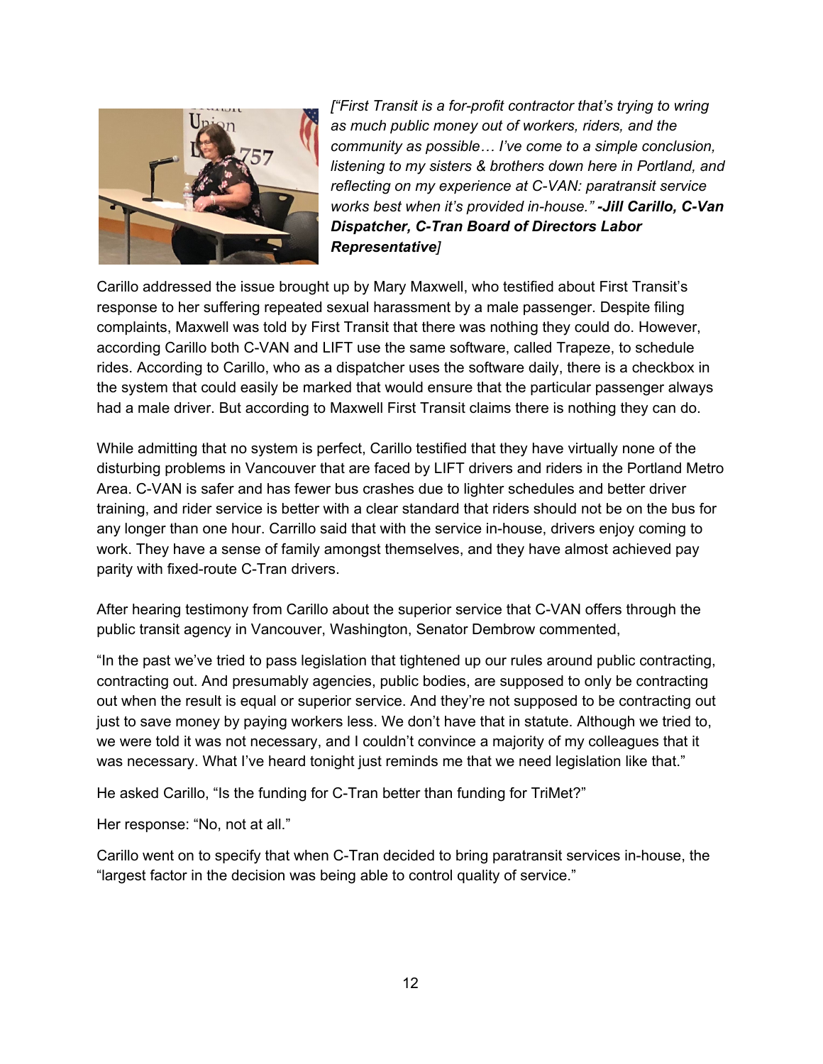*["First Transit is a for-profit contractor that's trying to wring as much public money out of workers, riders, and the community as possible… I've come to a simple conclusion, listening to my sisters & brothers down here in Portland, and reflecting on my experience at C-VAN: paratransit service works best when it's provided in-house."* ***-Jill Carillo, C-Van Dispatcher, C-Tran Board of Directors Labor Representative****]*

Carillo addressed the issue brought up by Mary Maxwell, who testified about First Transit's response to her suffering repeated sexual harassment by a male passenger. Despite filing complaints, Maxwell was told by First Transit that there was nothing they could do. However, according Carillo both C-VAN and LIFT use the same software, called Trapeze, to schedule rides. According to Carillo, who as a dispatcher uses the software daily, there is a checkbox in the system that could easily be marked that would ensure that the particular passenger always had a male driver. But according to Maxwell First Transit claims there is nothing they can do.

While admitting that no system is perfect, Carillo testified that they have virtually none of the disturbing problems in Vancouver that are faced by LIFT drivers and riders in the Portland Metro Area. C-VAN is safer and has fewer bus crashes due to lighter schedules and better driver training, and rider service is better with a clear standard that riders should not be on the bus for any longer than one hour. Carrillo said that with the service in-house, drivers enjoy coming to work. They have a sense of family amongst themselves, and they have almost achieved pay parity with fixed-route C-Tran drivers.

After hearing testimony from Carillo about the superior service that C-VAN offers through the public transit agency in Vancouver, Washington, Senator Dembrow commented,

"In the past we've tried to pass legislation that tightened up our rules around public contracting, contracting out. And presumably agencies, public bodies, are supposed to only be contracting out when the result is equal or superior service. And they're not supposed to be contracting out just to save money by paying workers less. We don't have that in statute. Although we tried to, we were told it was not necessary, and I couldn't convince a majority of my colleagues that it was necessary. What I've heard tonight just reminds me that we need legislation like that."

He asked Carillo, "Is the funding for C-Tran better than funding for TriMet?"

Her response: "No, not at all."

Carillo went on to specify that when C-Tran decided to bring paratransit services in-house, the "largest factor in the decision was being able to control quality of service."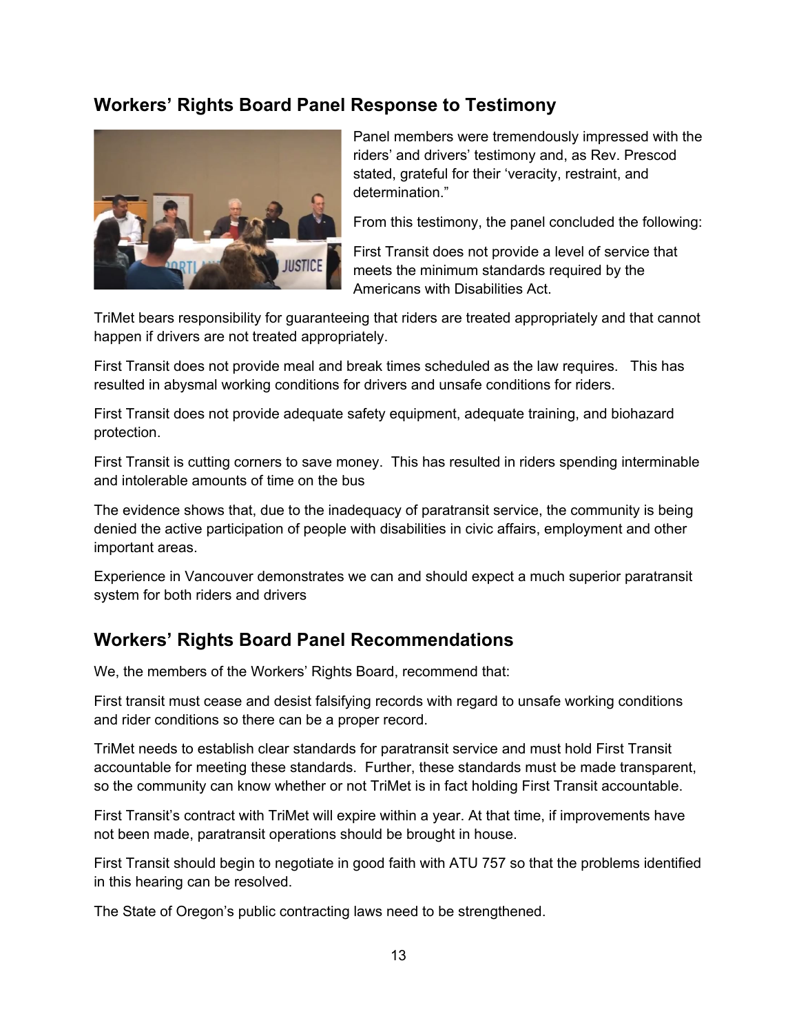## Workers' Rights Board Panel Response to Testimony

Panel members were tremendously impressed with the riders' and drivers' testimony and, as Rev. Prescod stated, grateful for their 'veracity, restraint, and determination."

From this testimony, the panel concluded the following:

First Transit does not provide a level of service that meets the minimum standards required by the Americans with Disabilities Act.

TriMet bears responsibility for guaranteeing that riders are treated appropriately and that cannot happen if drivers are not treated appropriately.

First Transit does not provide meal and break times scheduled as the law requires. This has resulted in abysmal working conditions for drivers and unsafe conditions for riders.

First Transit does not provide adequate safety equipment, adequate training, and biohazard protection.

First Transit is cutting corners to save money. This has resulted in riders spending interminable and intolerable amounts of time on the bus

The evidence shows that, due to the inadequacy of paratransit service, the community is being denied the active participation of people with disabilities in civic affairs, employment and other important areas.

Experience in Vancouver demonstrates we can and should expect a much superior paratransit system for both riders and drivers

## Workers' Rights Board Panel Recommendations

We, the members of the Workers' Rights Board, recommend that:

First transit must cease and desist falsifying records with regard to unsafe working conditions and rider conditions so there can be a proper record.

TriMet needs to establish clear standards for paratransit service and must hold First Transit accountable for meeting these standards. Further, these standards must be made transparent, so the community can know whether or not TriMet is in fact holding First Transit accountable.

First Transit's contract with TriMet will expire within a year. At that time, if improvements have not been made, paratransit operations should be brought in house.

First Transit should begin to negotiate in good faith with ATU 757 so that the problems identified in this hearing can be resolved.

The State of Oregon's public contracting laws need to be strengthened.